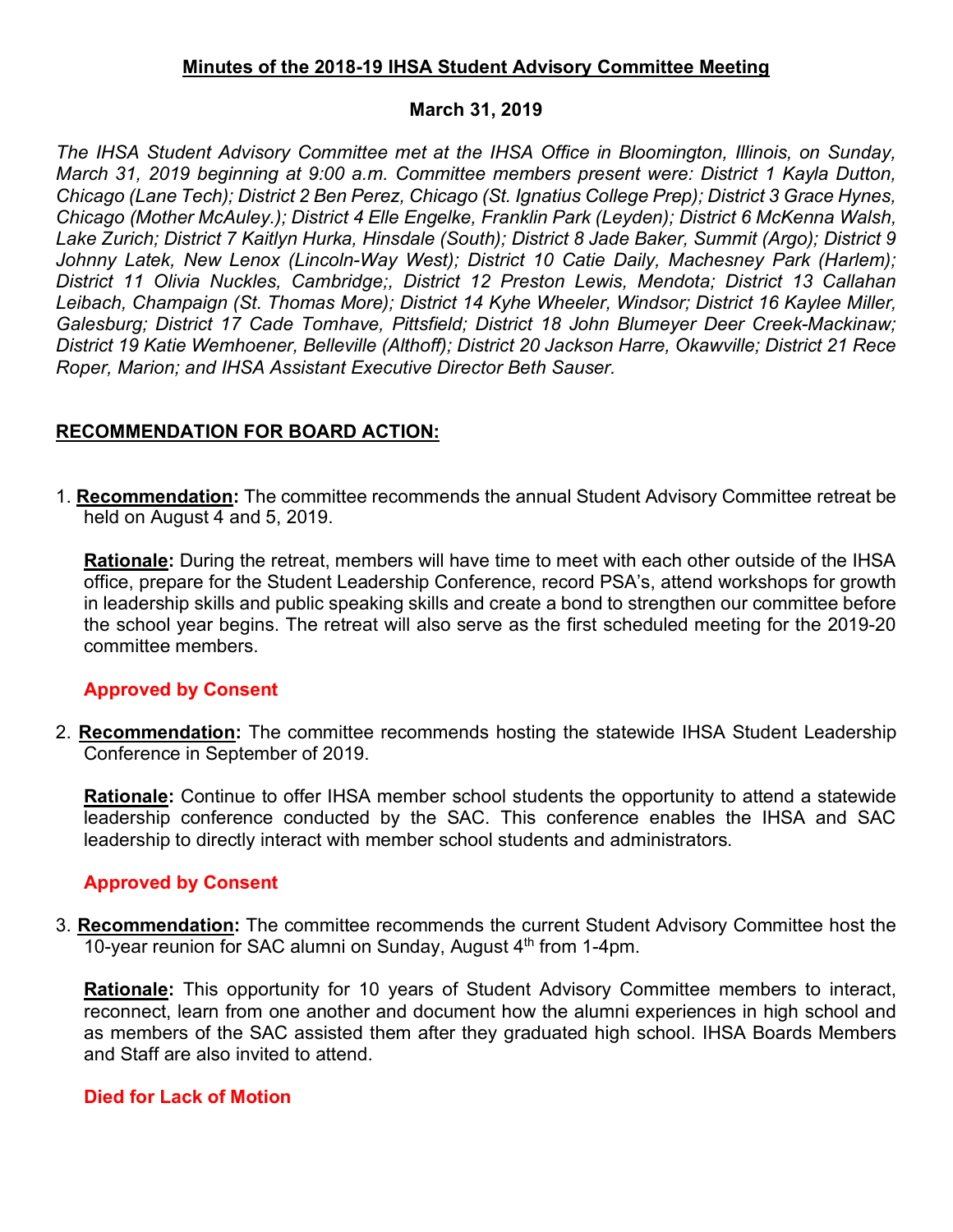## Minutes of the 2018-19 IHSA Student Advisory Committee Meeting

**March 31, 2019**

*The IHSA Student Advisory Committee met at the IHSA Office in Bloomington, Illinois, on Sunday, March 31, 2019 beginning at 9:00 a.m. Committee members present were: District 1 Kayla Dutton, Chicago (Lane Tech); District 2 Ben Perez, Chicago (St. Ignatius College Prep); District 3 Grace Hynes, Chicago (Mother McAuley.); District 4 Elle Engelke, Franklin Park (Leyden); District 6 McKenna Walsh, Lake Zurich; District 7 Kaitlyn Hurka, Hinsdale (South); District 8 Jade Baker, Summit (Argo); District 9 Johnny Latek, New Lenox (Lincoln-Way West); District 10 Catie Daily, Machesney Park (Harlem); District 11 Olivia Nuckles, Cambridge;, District 12 Preston Lewis, Mendota; District 13 Callahan Leibach, Champaign (St. Thomas More); District 14 Kyhe Wheeler, Windsor; District 16 Kaylee Miller, Galesburg; District 17 Cade Tomhave, Pittsfield; District 18 John Blumeyer Deer Creek-Mackinaw; District 19 Katie Wemhoener, Belleville (Althoff); District 20 Jackson Harre, Okawville; District 21 Rece Roper, Marion; and IHSA Assistant Executive Director Beth Sauser.*

### RECOMMENDATION FOR BOARD ACTION:

1. **Recommendation:** The committee recommends the annual Student Advisory Committee retreat be held on August 4 and 5, 2019.

   **Rationale:** During the retreat, members will have time to meet with each other outside of the IHSA office, prepare for the Student Leadership Conference, record PSA's, attend workshops for growth in leadership skills and public speaking skills and create a bond to strengthen our committee before the school year begins. The retreat will also serve as the first scheduled meeting for the 2019-20 committee members.

   **Approved by Consent**

2. **Recommendation:** The committee recommends hosting the statewide IHSA Student Leadership Conference in September of 2019.

   **Rationale:** Continue to offer IHSA member school students the opportunity to attend a statewide leadership conference conducted by the SAC. This conference enables the IHSA and SAC leadership to directly interact with member school students and administrators.

   **Approved by Consent**

3. **Recommendation:** The committee recommends the current Student Advisory Committee host the 10-year reunion for SAC alumni on Sunday, August 4th from 1-4pm.

   **Rationale:** This opportunity for 10 years of Student Advisory Committee members to interact, reconnect, learn from one another and document how the alumni experiences in high school and as members of the SAC assisted them after they graduated high school. IHSA Boards Members and Staff are also invited to attend.

   **Died for Lack of Motion**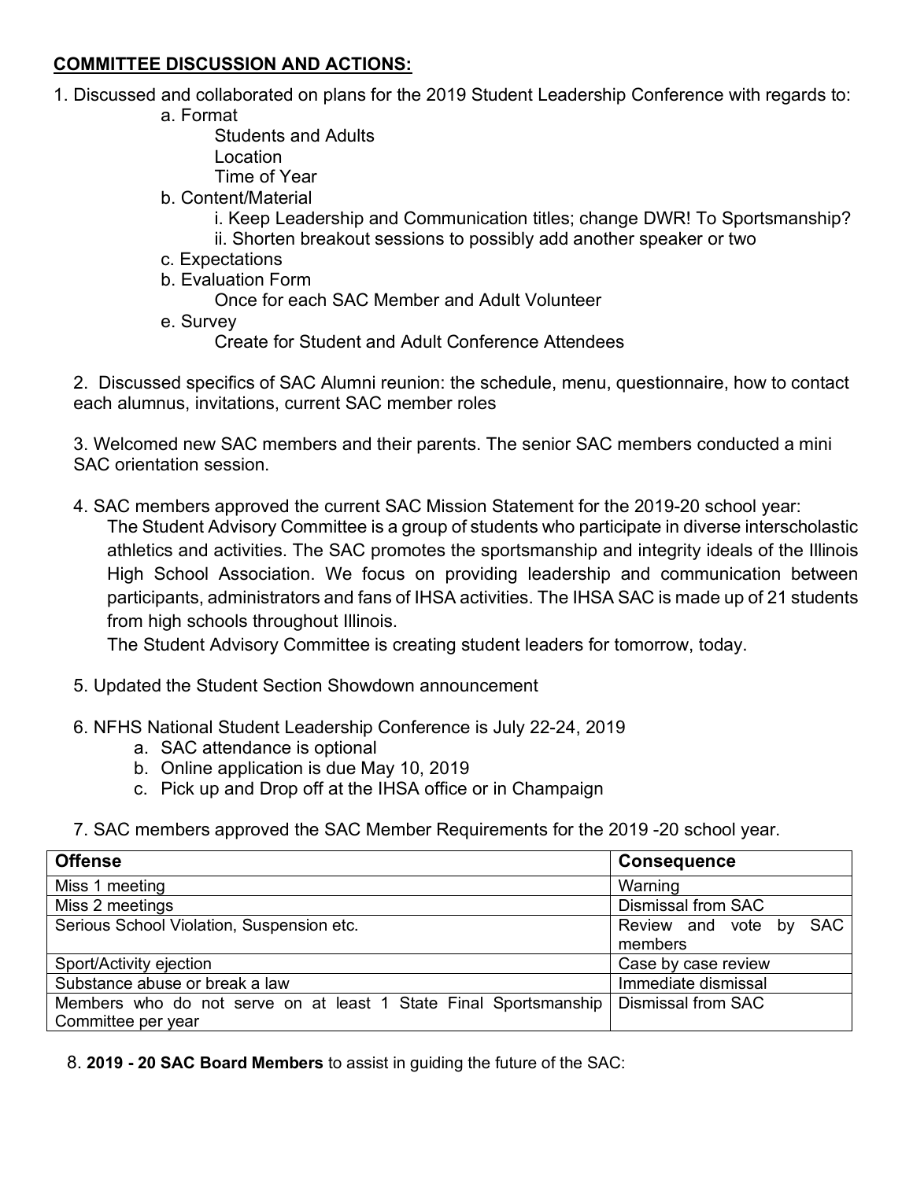**COMMITTEE DISCUSSION AND ACTIONS:**

1. Discussed and collaborated on plans for the 2019 Student Leadership Conference with regards to:
   - a. Format
     - Students and Adults
     - Location
     - Time of Year
   - b. Content/Material
     - i. Keep Leadership and Communication titles; change DWR! To Sportsmanship?
     - ii. Shorten breakout sessions to possibly add another speaker or two
   - c. Expectations
   - b. Evaluation Form
     - Once for each SAC Member and Adult Volunteer
   - e. Survey
     - Create for Student and Adult Conference Attendees

2. Discussed specifics of SAC Alumni reunion: the schedule, menu, questionnaire, how to contact each alumnus, invitations, current SAC member roles

3. Welcomed new SAC members and their parents. The senior SAC members conducted a mini SAC orientation session.

4. SAC members approved the current SAC Mission Statement for the 2019-20 school year:

   The Student Advisory Committee is a group of students who participate in diverse interscholastic athletics and activities. The SAC promotes the sportsmanship and integrity ideals of the Illinois High School Association. We focus on providing leadership and communication between participants, administrators and fans of IHSA activities. The IHSA SAC is made up of 21 students from high schools throughout Illinois.

   The Student Advisory Committee is creating student leaders for tomorrow, today.

5. Updated the Student Section Showdown announcement

6. NFHS National Student Leadership Conference is July 22-24, 2019
   - a. SAC attendance is optional
   - b. Online application is due May 10, 2019
   - c. Pick up and Drop off at the IHSA office or in Champaign

7. SAC members approved the SAC Member Requirements for the 2019 -20 school year.

| Offense | Consequence |
|---|---|
| Miss 1 meeting | Warning |
| Miss 2 meetings | Dismissal from SAC |
| Serious School Violation, Suspension etc. | Review and vote by SAC members |
| Sport/Activity ejection | Case by case review |
| Substance abuse or break a law | Immediate dismissal |
| Members who do not serve on at least 1 State Final Sportsmanship Committee per year | Dismissal from SAC |

8. **2019 - 20 SAC Board Members** to assist in guiding the future of the SAC: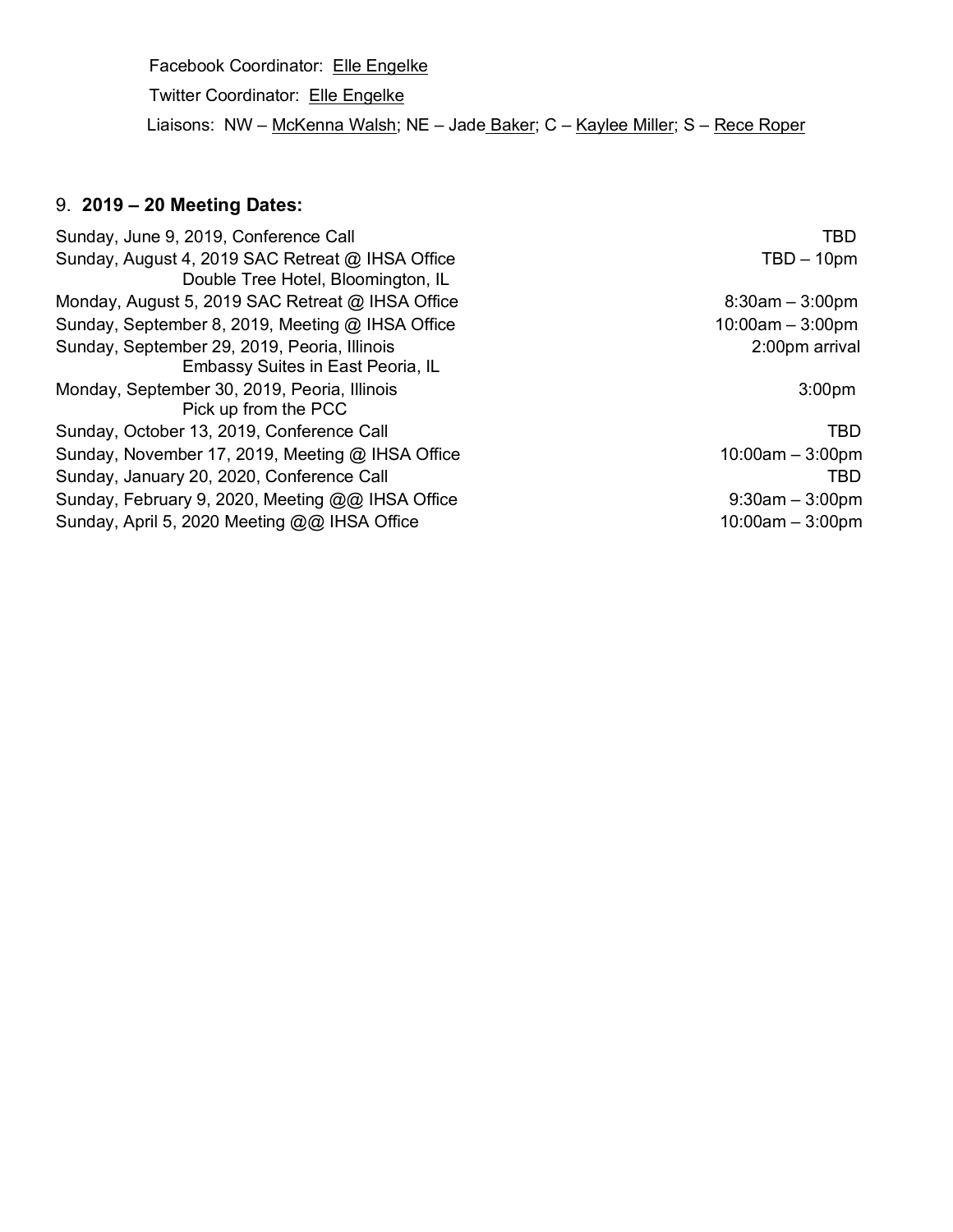Facebook Coordinator: Elle Engelke

Twitter Coordinator: Elle Engelke

Liaisons: NW – McKenna Walsh; NE – Jade Baker; C – Kaylee Miller; S – Rece Roper

9. **2019 – 20 Meeting Dates:**

| | |
|---|---|
| Sunday, June 9, 2019, Conference Call | TBD |
| Sunday, August 4, 2019 SAC Retreat @ IHSA Office<br>Double Tree Hotel, Bloomington, IL | TBD – 10pm |
| Monday, August 5, 2019 SAC Retreat @ IHSA Office | 8:30am – 3:00pm |
| Sunday, September 8, 2019, Meeting @ IHSA Office | 10:00am – 3:00pm |
| Sunday, September 29, 2019, Peoria, Illinois<br>Embassy Suites in East Peoria, IL | 2:00pm arrival |
| Monday, September 30, 2019, Peoria, Illinois<br>Pick up from the PCC | 3:00pm |
| Sunday, October 13, 2019, Conference Call | TBD |
| Sunday, November 17, 2019, Meeting @ IHSA Office | 10:00am – 3:00pm |
| Sunday, January 20, 2020, Conference Call | TBD |
| Sunday, February 9, 2020, Meeting @@ IHSA Office | 9:30am – 3:00pm |
| Sunday, April 5, 2020 Meeting @@ IHSA Office | 10:00am – 3:00pm |